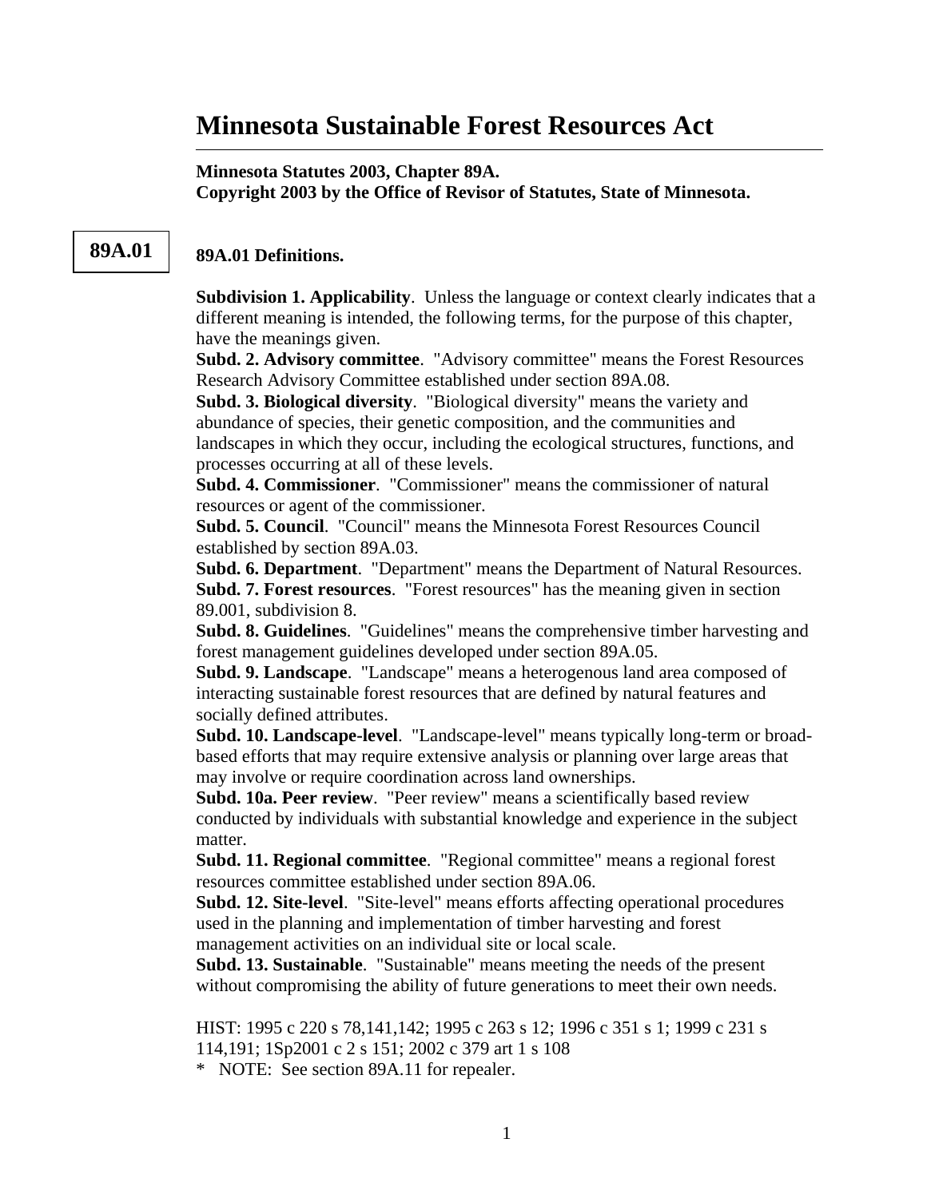# Minnesota Sustainable Forest Resources Act

**Minnesota Statutes 2003, Chapter 89A.**
**Copyright 2003 by the Office of Revisor of Statutes, State of Minnesota.**

89A.01

## 89A.01 Definitions.

**Subdivision 1. Applicability**. Unless the language or context clearly indicates that a different meaning is intended, the following terms, for the purpose of this chapter, have the meanings given.

**Subd. 2. Advisory committee**. "Advisory committee" means the Forest Resources Research Advisory Committee established under section 89A.08.

**Subd. 3. Biological diversity**. "Biological diversity" means the variety and abundance of species, their genetic composition, and the communities and landscapes in which they occur, including the ecological structures, functions, and processes occurring at all of these levels.

**Subd. 4. Commissioner**. "Commissioner" means the commissioner of natural resources or agent of the commissioner.

**Subd. 5. Council**. "Council" means the Minnesota Forest Resources Council established by section 89A.03.

**Subd. 6. Department**. "Department" means the Department of Natural Resources.

**Subd. 7. Forest resources**. "Forest resources" has the meaning given in section 89.001, subdivision 8.

**Subd. 8. Guidelines**. "Guidelines" means the comprehensive timber harvesting and forest management guidelines developed under section 89A.05.

**Subd. 9. Landscape**. "Landscape" means a heterogenous land area composed of interacting sustainable forest resources that are defined by natural features and socially defined attributes.

**Subd. 10. Landscape-level**. "Landscape-level" means typically long-term or broad-based efforts that may require extensive analysis or planning over large areas that may involve or require coordination across land ownerships.

**Subd. 10a. Peer review**. "Peer review" means a scientifically based review conducted by individuals with substantial knowledge and experience in the subject matter.

**Subd. 11. Regional committee**. "Regional committee" means a regional forest resources committee established under section 89A.06.

**Subd. 12. Site-level**. "Site-level" means efforts affecting operational procedures used in the planning and implementation of timber harvesting and forest management activities on an individual site or local scale.

**Subd. 13. Sustainable**. "Sustainable" means meeting the needs of the present without compromising the ability of future generations to meet their own needs.

HIST: 1995 c 220 s 78,141,142; 1995 c 263 s 12; 1996 c 351 s 1; 1999 c 231 s 114,191; 1Sp2001 c 2 s 151; 2002 c 379 art 1 s 108

\* NOTE: See section 89A.11 for repealer.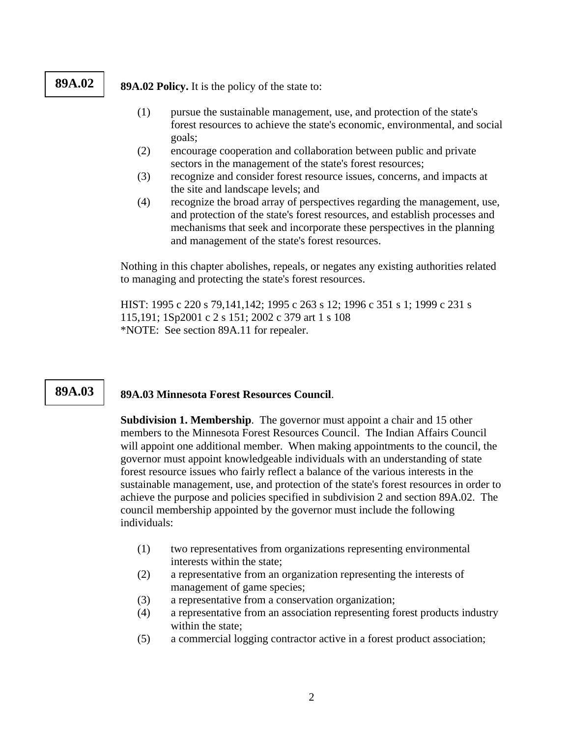## 89A.02

**89A.02 Policy.** It is the policy of the state to:

(1) pursue the sustainable management, use, and protection of the state's forest resources to achieve the state's economic, environmental, and social goals;

(2) encourage cooperation and collaboration between public and private sectors in the management of the state's forest resources;

(3) recognize and consider forest resource issues, concerns, and impacts at the site and landscape levels; and

(4) recognize the broad array of perspectives regarding the management, use, and protection of the state's forest resources, and establish processes and mechanisms that seek and incorporate these perspectives in the planning and management of the state's forest resources.

Nothing in this chapter abolishes, repeals, or negates any existing authorities related to managing and protecting the state's forest resources.

HIST: 1995 c 220 s 79,141,142; 1995 c 263 s 12; 1996 c 351 s 1; 1999 c 231 s 115,191; 1Sp2001 c 2 s 151; 2002 c 379 art 1 s 108
*NOTE: See section 89A.11 for repealer.

## 89A.03

**89A.03 Minnesota Forest Resources Council**.

**Subdivision 1. Membership**. The governor must appoint a chair and 15 other members to the Minnesota Forest Resources Council. The Indian Affairs Council will appoint one additional member. When making appointments to the council, the governor must appoint knowledgeable individuals with an understanding of state forest resource issues who fairly reflect a balance of the various interests in the sustainable management, use, and protection of the state's forest resources in order to achieve the purpose and policies specified in subdivision 2 and section 89A.02. The council membership appointed by the governor must include the following individuals:

(1) two representatives from organizations representing environmental interests within the state;

(2) a representative from an organization representing the interests of management of game species;

(3) a representative from a conservation organization;

(4) a representative from an association representing forest products industry within the state;

(5) a commercial logging contractor active in a forest product association;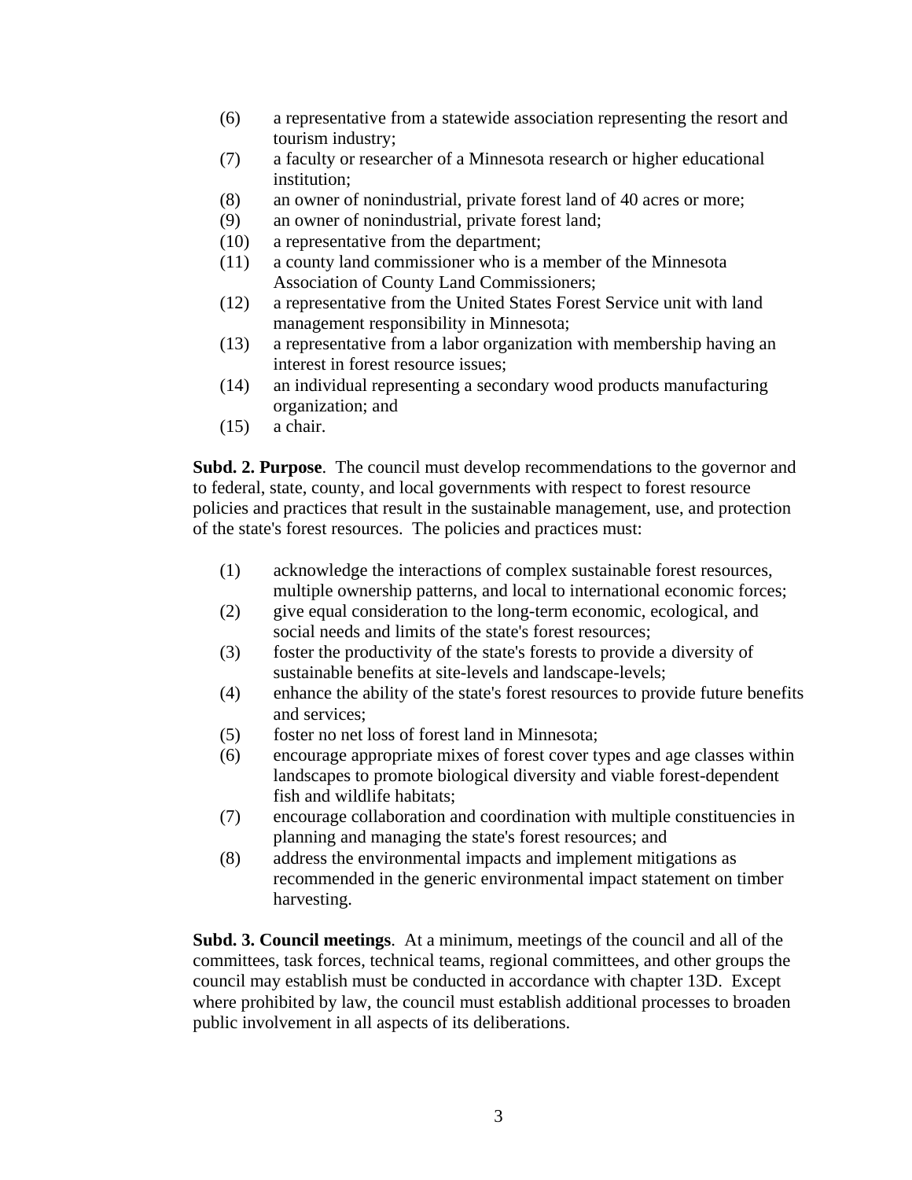(6) a representative from a statewide association representing the resort and tourism industry;
(7) a faculty or researcher of a Minnesota research or higher educational institution;
(8) an owner of nonindustrial, private forest land of 40 acres or more;
(9) an owner of nonindustrial, private forest land;
(10) a representative from the department;
(11) a county land commissioner who is a member of the Minnesota Association of County Land Commissioners;
(12) a representative from the United States Forest Service unit with land management responsibility in Minnesota;
(13) a representative from a labor organization with membership having an interest in forest resource issues;
(14) an individual representing a secondary wood products manufacturing organization; and
(15) a chair.

**Subd. 2. Purpose**. The council must develop recommendations to the governor and to federal, state, county, and local governments with respect to forest resource policies and practices that result in the sustainable management, use, and protection of the state's forest resources. The policies and practices must:

(1) acknowledge the interactions of complex sustainable forest resources, multiple ownership patterns, and local to international economic forces;
(2) give equal consideration to the long-term economic, ecological, and social needs and limits of the state's forest resources;
(3) foster the productivity of the state's forests to provide a diversity of sustainable benefits at site-levels and landscape-levels;
(4) enhance the ability of the state's forest resources to provide future benefits and services;
(5) foster no net loss of forest land in Minnesota;
(6) encourage appropriate mixes of forest cover types and age classes within landscapes to promote biological diversity and viable forest-dependent fish and wildlife habitats;
(7) encourage collaboration and coordination with multiple constituencies in planning and managing the state's forest resources; and
(8) address the environmental impacts and implement mitigations as recommended in the generic environmental impact statement on timber harvesting.

**Subd. 3. Council meetings**. At a minimum, meetings of the council and all of the committees, task forces, technical teams, regional committees, and other groups the council may establish must be conducted in accordance with chapter 13D. Except where prohibited by law, the council must establish additional processes to broaden public involvement in all aspects of its deliberations.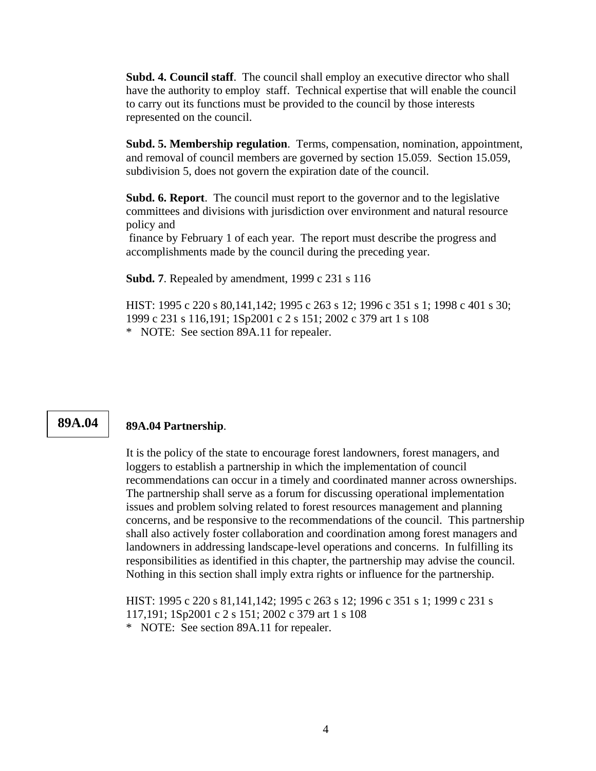**Subd. 4. Council staff**. The council shall employ an executive director who shall have the authority to employ staff. Technical expertise that will enable the council to carry out its functions must be provided to the council by those interests represented on the council.

**Subd. 5. Membership regulation**. Terms, compensation, nomination, appointment, and removal of council members are governed by section 15.059. Section 15.059, subdivision 5, does not govern the expiration date of the council.

**Subd. 6. Report**. The council must report to the governor and to the legislative committees and divisions with jurisdiction over environment and natural resource policy and finance by February 1 of each year. The report must describe the progress and accomplishments made by the council during the preceding year.

**Subd. 7**. Repealed by amendment, 1999 c 231 s 116

HIST: 1995 c 220 s 80,141,142; 1995 c 263 s 12; 1996 c 351 s 1; 1998 c 401 s 30; 1999 c 231 s 116,191; 1Sp2001 c 2 s 151; 2002 c 379 art 1 s 108
* NOTE: See section 89A.11 for repealer.

**89A.04**

## 89A.04 Partnership.

It is the policy of the state to encourage forest landowners, forest managers, and loggers to establish a partnership in which the implementation of council recommendations can occur in a timely and coordinated manner across ownerships. The partnership shall serve as a forum for discussing operational implementation issues and problem solving related to forest resources management and planning concerns, and be responsive to the recommendations of the council. This partnership shall also actively foster collaboration and coordination among forest managers and landowners in addressing landscape-level operations and concerns. In fulfilling its responsibilities as identified in this chapter, the partnership may advise the council. Nothing in this section shall imply extra rights or influence for the partnership.

HIST: 1995 c 220 s 81,141,142; 1995 c 263 s 12; 1996 c 351 s 1; 1999 c 231 s 117,191; 1Sp2001 c 2 s 151; 2002 c 379 art 1 s 108
* NOTE: See section 89A.11 for repealer.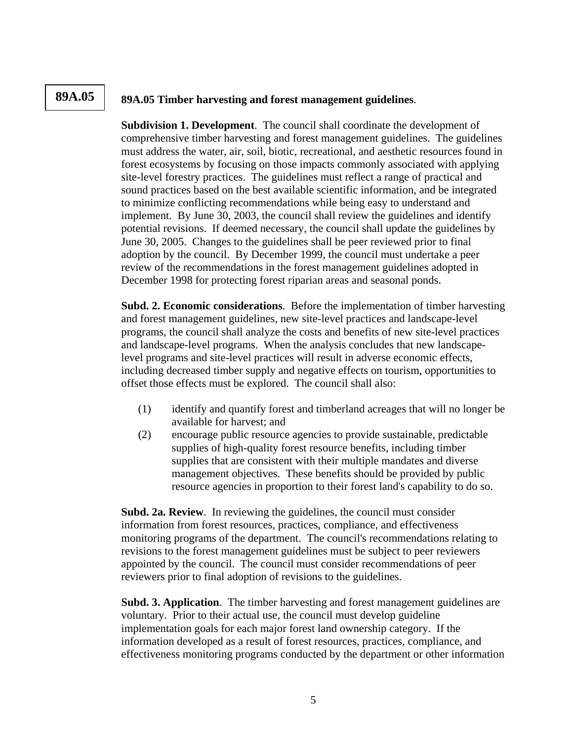**89A.05**

## 89A.05 Timber harvesting and forest management guidelines.

**Subdivision 1. Development**. The council shall coordinate the development of comprehensive timber harvesting and forest management guidelines. The guidelines must address the water, air, soil, biotic, recreational, and aesthetic resources found in forest ecosystems by focusing on those impacts commonly associated with applying site-level forestry practices. The guidelines must reflect a range of practical and sound practices based on the best available scientific information, and be integrated to minimize conflicting recommendations while being easy to understand and implement. By June 30, 2003, the council shall review the guidelines and identify potential revisions. If deemed necessary, the council shall update the guidelines by June 30, 2005. Changes to the guidelines shall be peer reviewed prior to final adoption by the council. By December 1999, the council must undertake a peer review of the recommendations in the forest management guidelines adopted in December 1998 for protecting forest riparian areas and seasonal ponds.

**Subd. 2. Economic considerations**. Before the implementation of timber harvesting and forest management guidelines, new site-level practices and landscape-level programs, the council shall analyze the costs and benefits of new site-level practices and landscape-level programs. When the analysis concludes that new landscape-level programs and site-level practices will result in adverse economic effects, including decreased timber supply and negative effects on tourism, opportunities to offset those effects must be explored. The council shall also:

(1) identify and quantify forest and timberland acreages that will no longer be available for harvest; and

(2) encourage public resource agencies to provide sustainable, predictable supplies of high-quality forest resource benefits, including timber supplies that are consistent with their multiple mandates and diverse management objectives. These benefits should be provided by public resource agencies in proportion to their forest land's capability to do so.

**Subd. 2a. Review**. In reviewing the guidelines, the council must consider information from forest resources, practices, compliance, and effectiveness monitoring programs of the department. The council's recommendations relating to revisions to the forest management guidelines must be subject to peer reviewers appointed by the council. The council must consider recommendations of peer reviewers prior to final adoption of revisions to the guidelines.

**Subd. 3. Application**. The timber harvesting and forest management guidelines are voluntary. Prior to their actual use, the council must develop guideline implementation goals for each major forest land ownership category. If the information developed as a result of forest resources, practices, compliance, and effectiveness monitoring programs conducted by the department or other information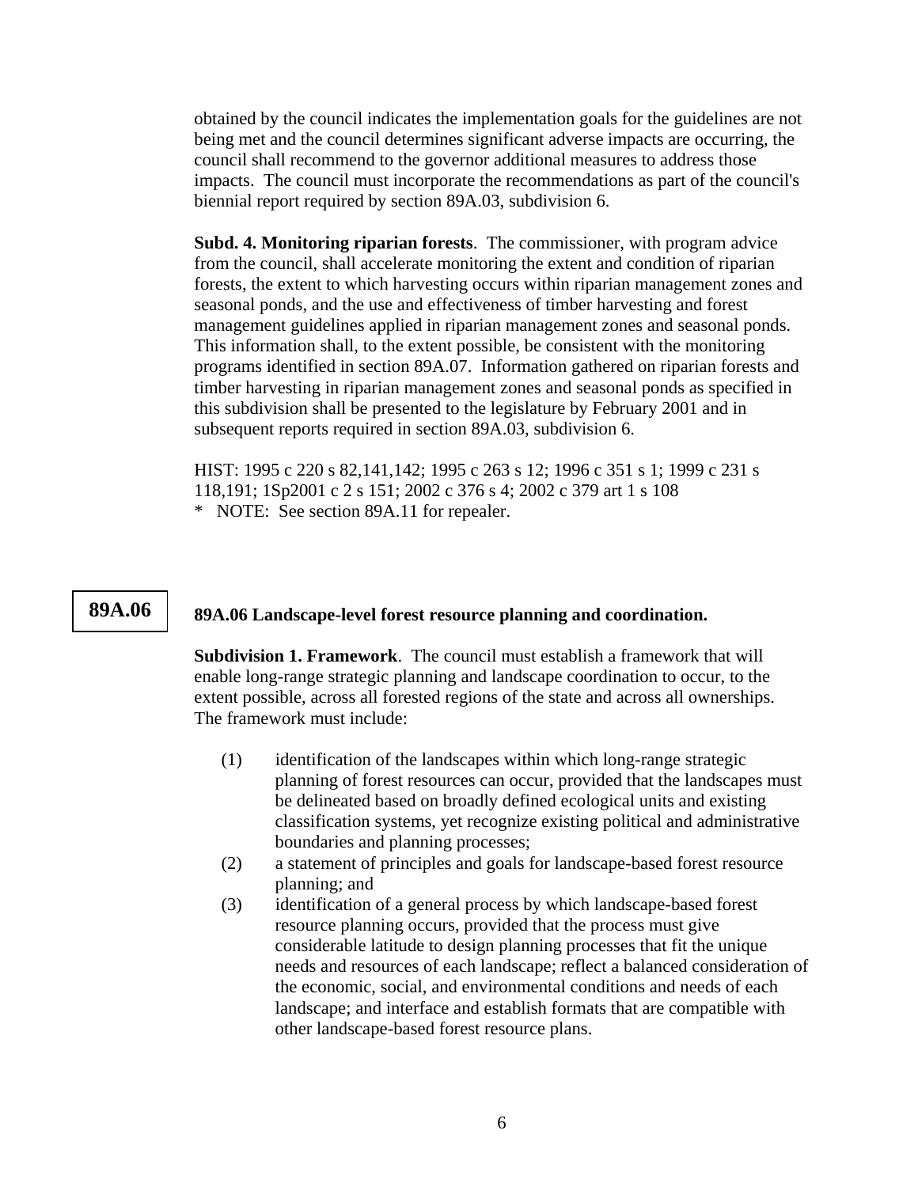obtained by the council indicates the implementation goals for the guidelines are not being met and the council determines significant adverse impacts are occurring, the council shall recommend to the governor additional measures to address those impacts. The council must incorporate the recommendations as part of the council's biennial report required by section 89A.03, subdivision 6.

**Subd. 4. Monitoring riparian forests**. The commissioner, with program advice from the council, shall accelerate monitoring the extent and condition of riparian forests, the extent to which harvesting occurs within riparian management zones and seasonal ponds, and the use and effectiveness of timber harvesting and forest management guidelines applied in riparian management zones and seasonal ponds. This information shall, to the extent possible, be consistent with the monitoring programs identified in section 89A.07. Information gathered on riparian forests and timber harvesting in riparian management zones and seasonal ponds as specified in this subdivision shall be presented to the legislature by February 2001 and in subsequent reports required in section 89A.03, subdivision 6.

HIST: 1995 c 220 s 82,141,142; 1995 c 263 s 12; 1996 c 351 s 1; 1999 c 231 s 118,191; 1Sp2001 c 2 s 151; 2002 c 376 s 4; 2002 c 379 art 1 s 108
* NOTE: See section 89A.11 for repealer.

**89A.06**

## 89A.06 Landscape-level forest resource planning and coordination.

**Subdivision 1. Framework**. The council must establish a framework that will enable long-range strategic planning and landscape coordination to occur, to the extent possible, across all forested regions of the state and across all ownerships. The framework must include:

(1) identification of the landscapes within which long-range strategic planning of forest resources can occur, provided that the landscapes must be delineated based on broadly defined ecological units and existing classification systems, yet recognize existing political and administrative boundaries and planning processes;

(2) a statement of principles and goals for landscape-based forest resource planning; and

(3) identification of a general process by which landscape-based forest resource planning occurs, provided that the process must give considerable latitude to design planning processes that fit the unique needs and resources of each landscape; reflect a balanced consideration of the economic, social, and environmental conditions and needs of each landscape; and interface and establish formats that are compatible with other landscape-based forest resource plans.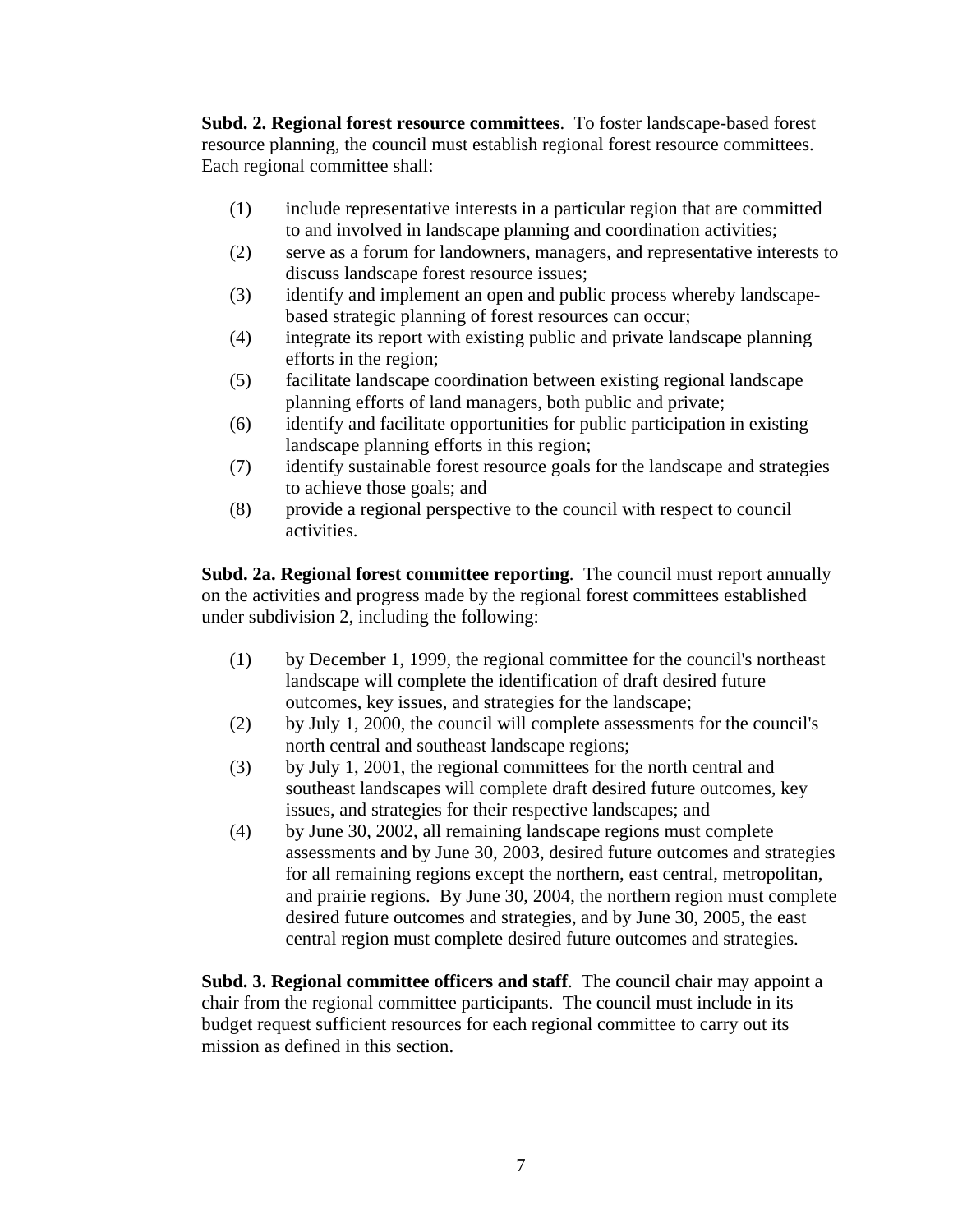**Subd. 2. Regional forest resource committees**. To foster landscape-based forest resource planning, the council must establish regional forest resource committees. Each regional committee shall:

(1) include representative interests in a particular region that are committed to and involved in landscape planning and coordination activities;
(2) serve as a forum for landowners, managers, and representative interests to discuss landscape forest resource issues;
(3) identify and implement an open and public process whereby landscape-based strategic planning of forest resources can occur;
(4) integrate its report with existing public and private landscape planning efforts in the region;
(5) facilitate landscape coordination between existing regional landscape planning efforts of land managers, both public and private;
(6) identify and facilitate opportunities for public participation in existing landscape planning efforts in this region;
(7) identify sustainable forest resource goals for the landscape and strategies to achieve those goals; and
(8) provide a regional perspective to the council with respect to council activities.

**Subd. 2a. Regional forest committee reporting**. The council must report annually on the activities and progress made by the regional forest committees established under subdivision 2, including the following:

(1) by December 1, 1999, the regional committee for the council's northeast landscape will complete the identification of draft desired future outcomes, key issues, and strategies for the landscape;
(2) by July 1, 2000, the council will complete assessments for the council's north central and southeast landscape regions;
(3) by July 1, 2001, the regional committees for the north central and southeast landscapes will complete draft desired future outcomes, key issues, and strategies for their respective landscapes; and
(4) by June 30, 2002, all remaining landscape regions must complete assessments and by June 30, 2003, desired future outcomes and strategies for all remaining regions except the northern, east central, metropolitan, and prairie regions. By June 30, 2004, the northern region must complete desired future outcomes and strategies, and by June 30, 2005, the east central region must complete desired future outcomes and strategies.

**Subd. 3. Regional committee officers and staff**. The council chair may appoint a chair from the regional committee participants. The council must include in its budget request sufficient resources for each regional committee to carry out its mission as defined in this section.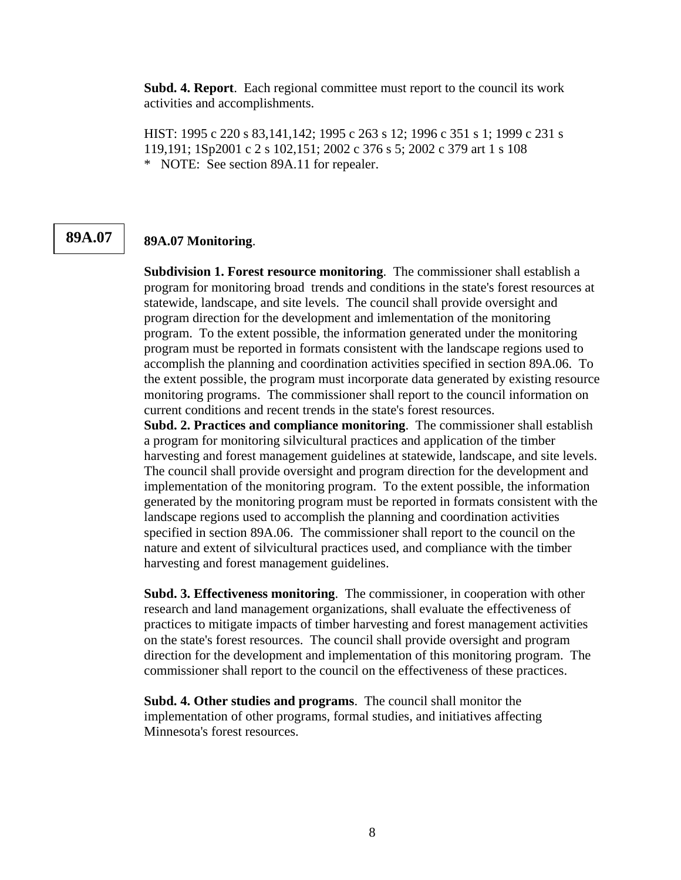**Subd. 4. Report**. Each regional committee must report to the council its work activities and accomplishments.

HIST: 1995 c 220 s 83,141,142; 1995 c 263 s 12; 1996 c 351 s 1; 1999 c 231 s 119,191; 1Sp2001 c 2 s 102,151; 2002 c 376 s 5; 2002 c 379 art 1 s 108
* NOTE: See section 89A.11 for repealer.

89A.07

## 89A.07 Monitoring.

**Subdivision 1. Forest resource monitoring**. The commissioner shall establish a program for monitoring broad trends and conditions in the state's forest resources at statewide, landscape, and site levels. The council shall provide oversight and program direction for the development and imlementation of the monitoring program. To the extent possible, the information generated under the monitoring program must be reported in formats consistent with the landscape regions used to accomplish the planning and coordination activities specified in section 89A.06. To the extent possible, the program must incorporate data generated by existing resource monitoring programs. The commissioner shall report to the council information on current conditions and recent trends in the state's forest resources.

**Subd. 2. Practices and compliance monitoring**. The commissioner shall establish a program for monitoring silvicultural practices and application of the timber harvesting and forest management guidelines at statewide, landscape, and site levels. The council shall provide oversight and program direction for the development and implementation of the monitoring program. To the extent possible, the information generated by the monitoring program must be reported in formats consistent with the landscape regions used to accomplish the planning and coordination activities specified in section 89A.06. The commissioner shall report to the council on the nature and extent of silvicultural practices used, and compliance with the timber harvesting and forest management guidelines.

**Subd. 3. Effectiveness monitoring**. The commissioner, in cooperation with other research and land management organizations, shall evaluate the effectiveness of practices to mitigate impacts of timber harvesting and forest management activities on the state's forest resources. The council shall provide oversight and program direction for the development and implementation of this monitoring program. The commissioner shall report to the council on the effectiveness of these practices.

**Subd. 4. Other studies and programs**. The council shall monitor the implementation of other programs, formal studies, and initiatives affecting Minnesota's forest resources.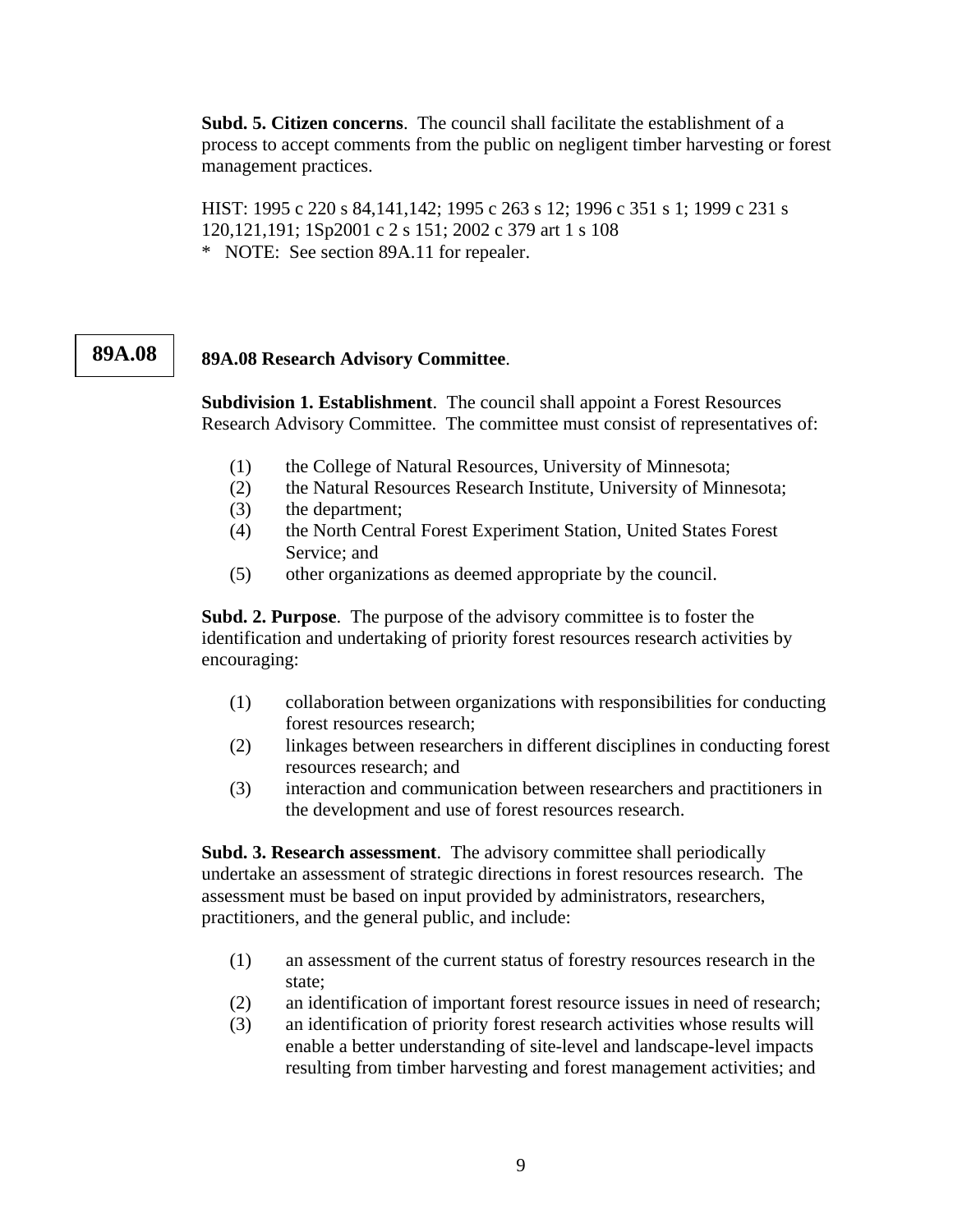**Subd. 5. Citizen concerns**. The council shall facilitate the establishment of a process to accept comments from the public on negligent timber harvesting or forest management practices.

HIST: 1995 c 220 s 84,141,142; 1995 c 263 s 12; 1996 c 351 s 1; 1999 c 231 s 120,121,191; 1Sp2001 c 2 s 151; 2002 c 379 art 1 s 108

\* NOTE: See section 89A.11 for repealer.

## 89A.08

**89A.08 Research Advisory Committee**.

**Subdivision 1. Establishment**. The council shall appoint a Forest Resources Research Advisory Committee. The committee must consist of representatives of:

(1) the College of Natural Resources, University of Minnesota;
(2) the Natural Resources Research Institute, University of Minnesota;
(3) the department;
(4) the North Central Forest Experiment Station, United States Forest Service; and
(5) other organizations as deemed appropriate by the council.

**Subd. 2. Purpose**. The purpose of the advisory committee is to foster the identification and undertaking of priority forest resources research activities by encouraging:

(1) collaboration between organizations with responsibilities for conducting forest resources research;
(2) linkages between researchers in different disciplines in conducting forest resources research; and
(3) interaction and communication between researchers and practitioners in the development and use of forest resources research.

**Subd. 3. Research assessment**. The advisory committee shall periodically undertake an assessment of strategic directions in forest resources research. The assessment must be based on input provided by administrators, researchers, practitioners, and the general public, and include:

(1) an assessment of the current status of forestry resources research in the state;
(2) an identification of important forest resource issues in need of research;
(3) an identification of priority forest research activities whose results will enable a better understanding of site-level and landscape-level impacts resulting from timber harvesting and forest management activities; and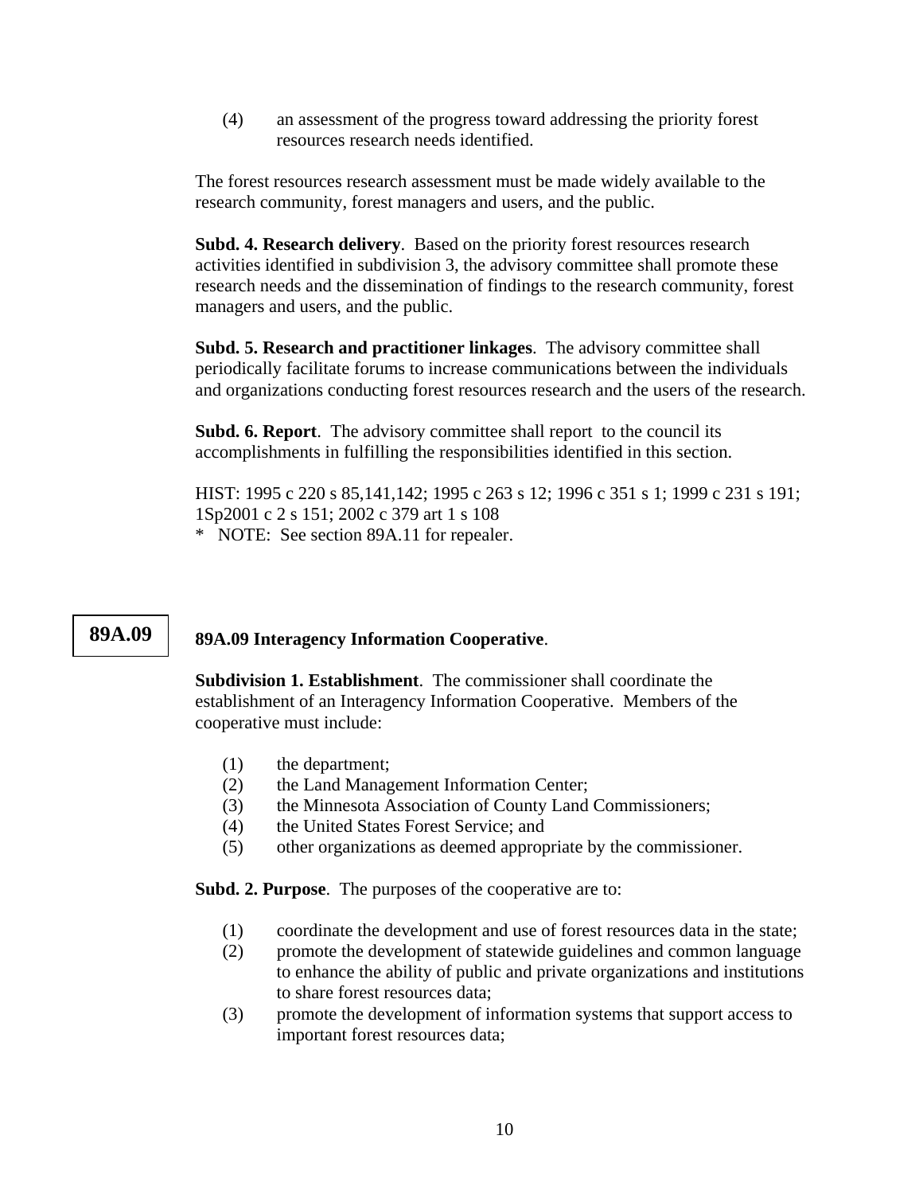(4) an assessment of the progress toward addressing the priority forest resources research needs identified.

The forest resources research assessment must be made widely available to the research community, forest managers and users, and the public.

**Subd. 4. Research delivery**. Based on the priority forest resources research activities identified in subdivision 3, the advisory committee shall promote these research needs and the dissemination of findings to the research community, forest managers and users, and the public.

**Subd. 5. Research and practitioner linkages**. The advisory committee shall periodically facilitate forums to increase communications between the individuals and organizations conducting forest resources research and the users of the research.

**Subd. 6. Report**. The advisory committee shall report to the council its accomplishments in fulfilling the responsibilities identified in this section.

HIST: 1995 c 220 s 85,141,142; 1995 c 263 s 12; 1996 c 351 s 1; 1999 c 231 s 191; 1Sp2001 c 2 s 151; 2002 c 379 art 1 s 108
* NOTE: See section 89A.11 for repealer.

## 89A.09

**89A.09 Interagency Information Cooperative**.

**Subdivision 1. Establishment**. The commissioner shall coordinate the establishment of an Interagency Information Cooperative. Members of the cooperative must include:

(1) the department;
(2) the Land Management Information Center;
(3) the Minnesota Association of County Land Commissioners;
(4) the United States Forest Service; and
(5) other organizations as deemed appropriate by the commissioner.

**Subd. 2. Purpose**. The purposes of the cooperative are to:

(1) coordinate the development and use of forest resources data in the state;
(2) promote the development of statewide guidelines and common language to enhance the ability of public and private organizations and institutions to share forest resources data;
(3) promote the development of information systems that support access to important forest resources data;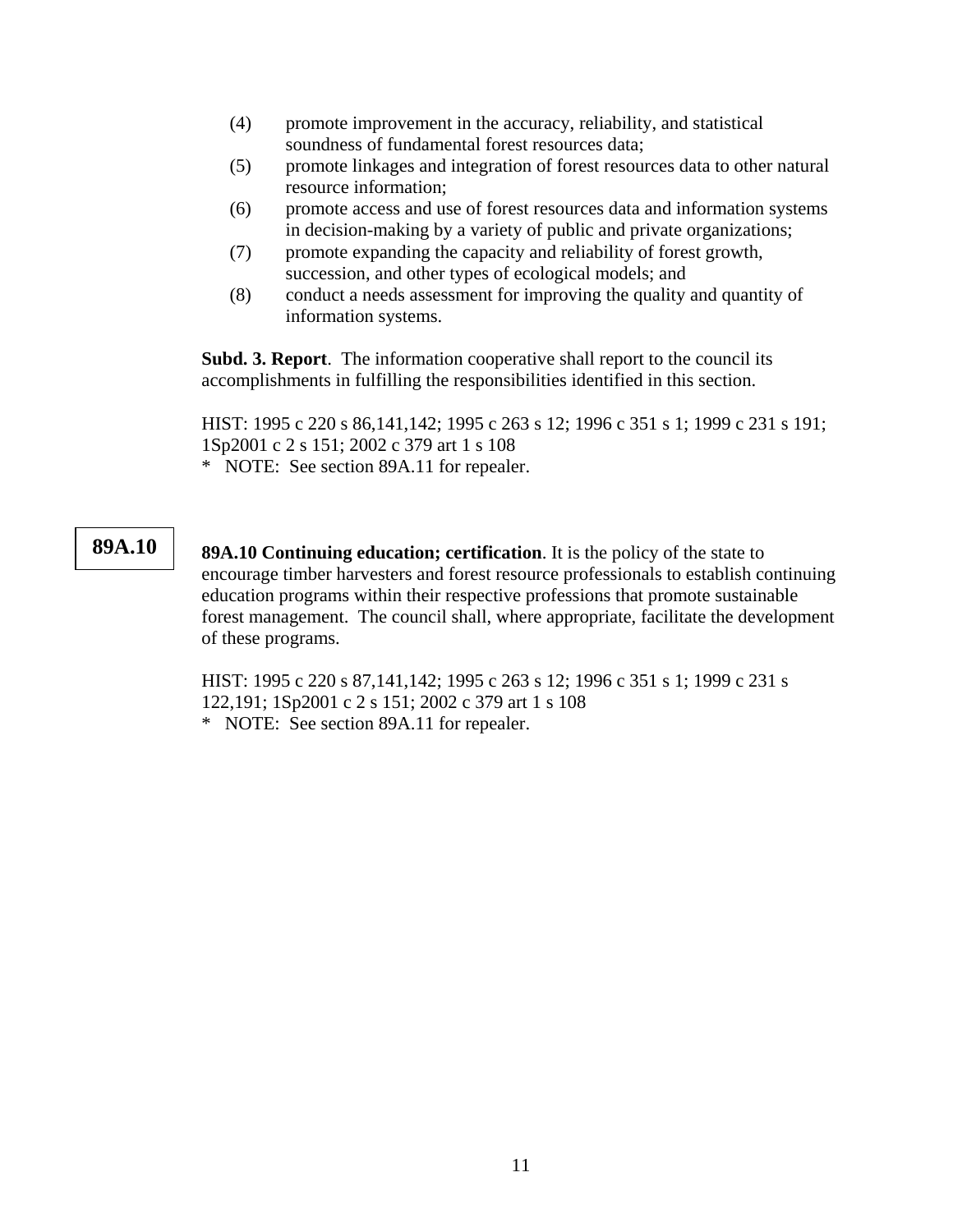(4) promote improvement in the accuracy, reliability, and statistical soundness of fundamental forest resources data;
(5) promote linkages and integration of forest resources data to other natural resource information;
(6) promote access and use of forest resources data and information systems in decision-making by a variety of public and private organizations;
(7) promote expanding the capacity and reliability of forest growth, succession, and other types of ecological models; and
(8) conduct a needs assessment for improving the quality and quantity of information systems.

**Subd. 3. Report**. The information cooperative shall report to the council its accomplishments in fulfilling the responsibilities identified in this section.

HIST: 1995 c 220 s 86,141,142; 1995 c 263 s 12; 1996 c 351 s 1; 1999 c 231 s 191; 1Sp2001 c 2 s 151; 2002 c 379 art 1 s 108
\* NOTE: See section 89A.11 for repealer.

## 89A.10

**89A.10 Continuing education; certification**. It is the policy of the state to encourage timber harvesters and forest resource professionals to establish continuing education programs within their respective professions that promote sustainable forest management. The council shall, where appropriate, facilitate the development of these programs.

HIST: 1995 c 220 s 87,141,142; 1995 c 263 s 12; 1996 c 351 s 1; 1999 c 231 s 122,191; 1Sp2001 c 2 s 151; 2002 c 379 art 1 s 108
\* NOTE: See section 89A.11 for repealer.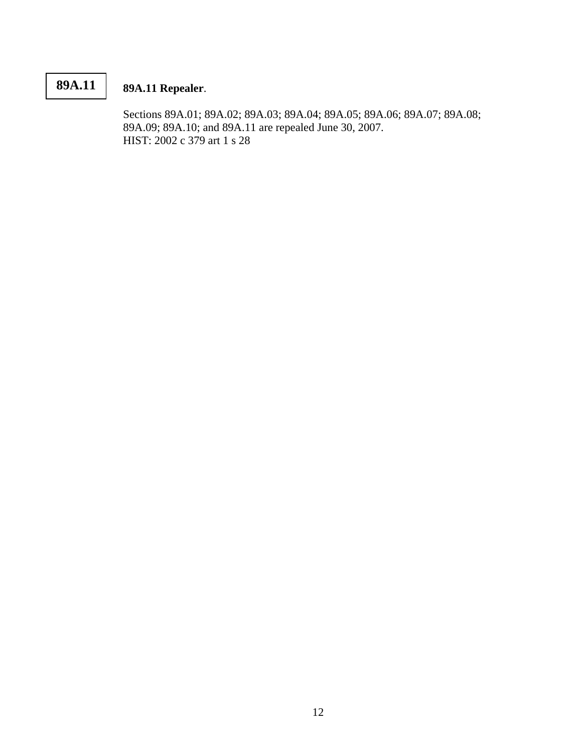**89A.11**

**89A.11 Repealer**.

Sections 89A.01; 89A.02; 89A.03; 89A.04; 89A.05; 89A.06; 89A.07; 89A.08; 89A.09; 89A.10; and 89A.11 are repealed June 30, 2007.
HIST: 2002 c 379 art 1 s 28